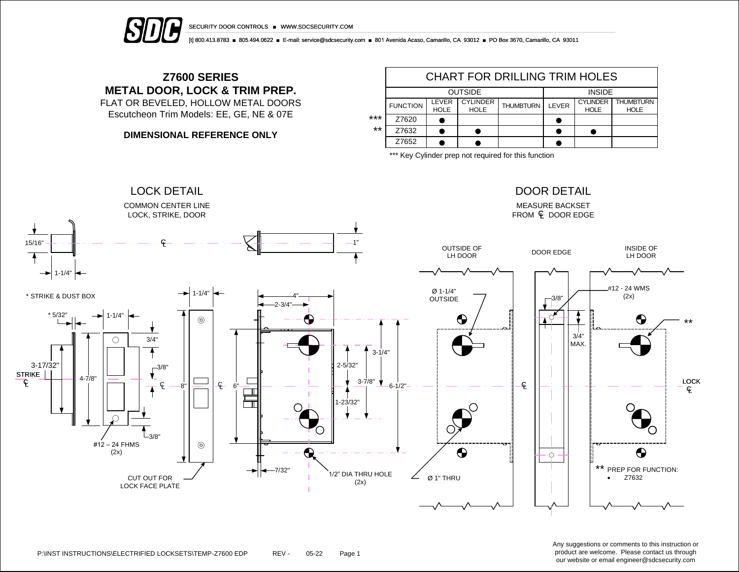SECURITY DOOR CONTROLS ■ WWW.SDCSECURITY.COM

[t] 800.413.8783 ■ 805.494.0622 ■ E-mail: service@sdcsecurity.com ■ 801 Avenida Acaso, Camarillo, CA 93012 ■ PO Box 3670, Camarillo, CA 93011

# Z7600 SERIES
# METAL DOOR, LOCK & TRIM PREP.

FLAT OR BEVELED, HOLLOW METAL DOORS
Escutcheon Trim Models: EE, GE, NE & 07E

**DIMENSIONAL REFERENCE ONLY**

## CHART FOR DRILLING TRIM HOLES

| | OUTSIDE | | | | INSIDE | | |
|---|---|---|---|---|---|---|---|
| FUNCTION | LEVER HOLE | CYLINDER HOLE | THUMBTURN | LEVER | CYLINDER HOLE | THUMBTURN HOLE |
| *** Z7620 | ● | | | ● | | |
| ** Z7632 | ● | ● | | ● | ● | |
| Z7652 | ● | ● | | ● | | |

*** Key Cylinder prep not required for this function

## LOCK DETAIL

COMMON CENTER LINE
LOCK, STRIKE, DOOR

15/16" 1-1/4" ℄ 1"

\* STRIKE & DUST BOX

\* 5/32" 1-1/4" 3/4" 3-17/32" STRIKE ℄ 4-7/8" 3/8" ℄ 3/8" #12 – 24 FHMS (2x)

1-1/4" 8" ℄ CUT OUT FOR LOCK FACE PLATE

4" 2-3/4" 6" 2-5/32" 3-1/4" 3-7/8" 6-1/2" 1-23/32" 7/32" 1/2" DIA THRU HOLE (2x)

## DOOR DETAIL

MEASURE BACKSET
FROM ℄ DOOR EDGE

OUTSIDE OF LH DOOR — DOOR EDGE — INSIDE OF LH DOOR

Ø 1-1/4" OUTSIDE

3/8" 3/4" MAX.

#12 - 24 WMS (2x)

\*\*

℄ LOCK ℄

Ø 1" THRU

\*\* PREP FOR FUNCTION:
- Z7632

P:\INST INSTRUCTIONS\ELECTRIFIED LOCKSETS\TEMP-Z7600 EDP REV - 05-22

Any suggestions or comments to this instruction or product are welcome. Please contact us through our website or email engineer@sdcsecurity.com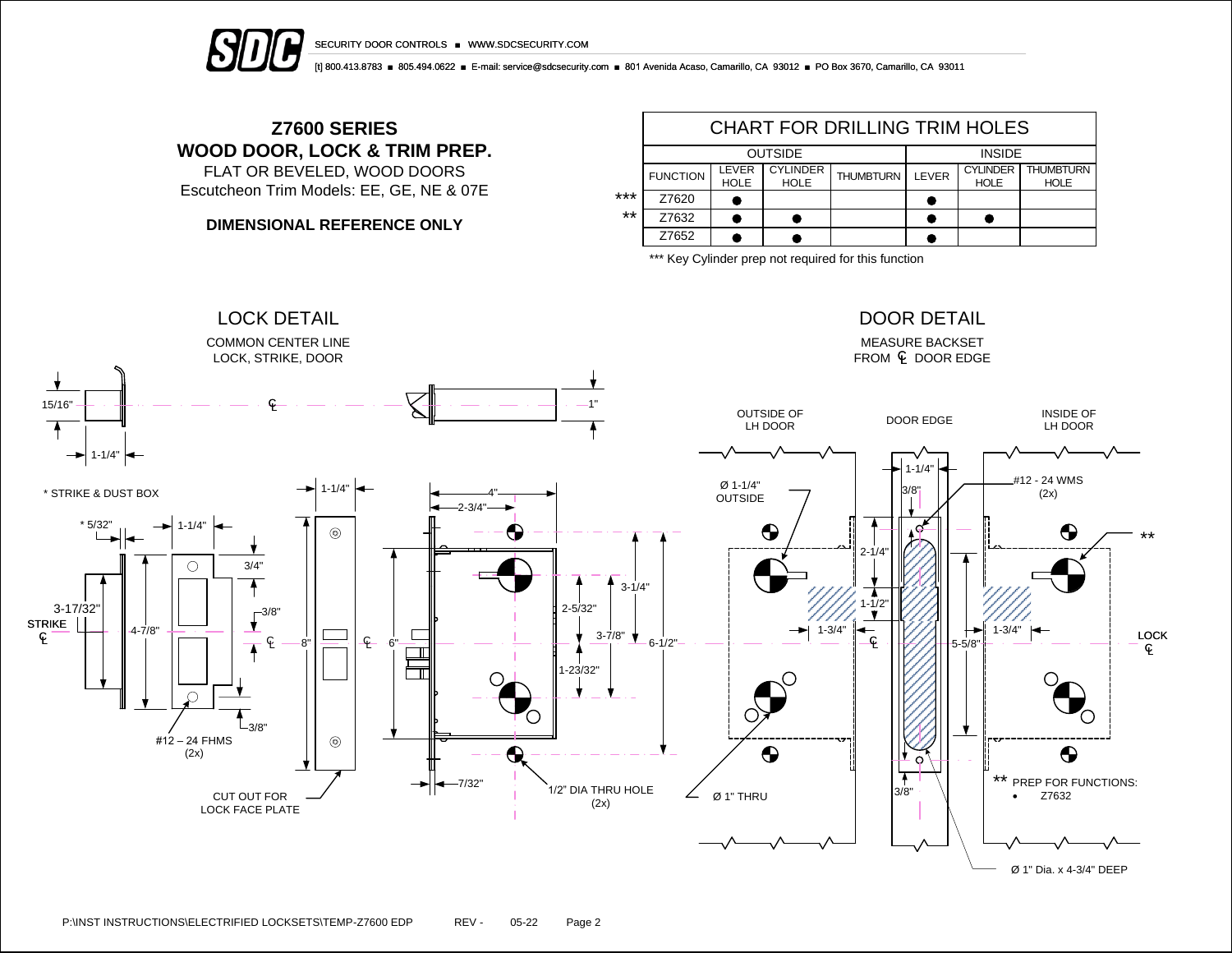SECURITY DOOR CONTROLS ■ WWW.SDCSECURITY.COM

[t] 800.413.8783 ■ 805.494.0622 ■ E-mail: service@sdcsecurity.com ■ 801 Avenida Acaso, Camarillo, CA 93012 ■ PO Box 3670, Camarillo, CA 93011

# Z7600 SERIES
# WOOD DOOR, LOCK & TRIM PREP.

FLAT OR BEVELED, WOOD DOORS

Escutcheon Trim Models: EE, GE, NE & 07E

**DIMENSIONAL REFERENCE ONLY**

## CHART FOR DRILLING TRIM HOLES

| | OUTSIDE | | | | INSIDE | | |
|---|---|---|---|---|---|---|---|
| FUNCTION | LEVER HOLE | CYLINDER HOLE | THUMBTURN | LEVER | CYLINDER HOLE | THUMBTURN HOLE |
| *** Z7620 | ● | | | ● | | |
| ** Z7632 | ● | ● | | ● | ● | |
| Z7652 | ● | ● | | ● | | |

*** Key Cylinder prep not required for this function

## LOCK DETAIL

COMMON CENTER LINE
LOCK, STRIKE, DOOR

15/16"
1-1/4"
1"
℄

\* STRIKE & DUST BOX

\* 5/32"
1-1/4"
3/4"
3/8"
3-17/32"
STRIKE ℄
4-7/8"
℄
8"
3/8"
#12 – 24 FHMS (2x)
1-1/4"
℄
6"
CUT OUT FOR LOCK FACE PLATE
4"
2-3/4"
2-5/32"
3-1/4"
3-7/8"
6-1/2"
1-23/32"
7/32"
1/2" DIA THRU HOLE (2x)

## DOOR DETAIL

MEASURE BACKSET
FROM ℄ DOOR EDGE

OUTSIDE OF LH DOOR

DOOR EDGE

INSIDE OF LH DOOR

Ø 1-1/4" OUTSIDE
1-1/4"
3/8"
#12 - 24 WMS (2x)
2-1/4"
1-1/2"
1-3/4"
℄
5-5/8"
1-3/4"
LOCK ℄
\*\*
Ø 1" THRU
3/8"
Ø 1" Dia. x 4-3/4" DEEP

\*\* PREP FOR FUNCTIONS:

- Z7632

P:\INST INSTRUCTIONS\ELECTRIFIED LOCKSETS\TEMP-Z7600 EDP REV - 05-22